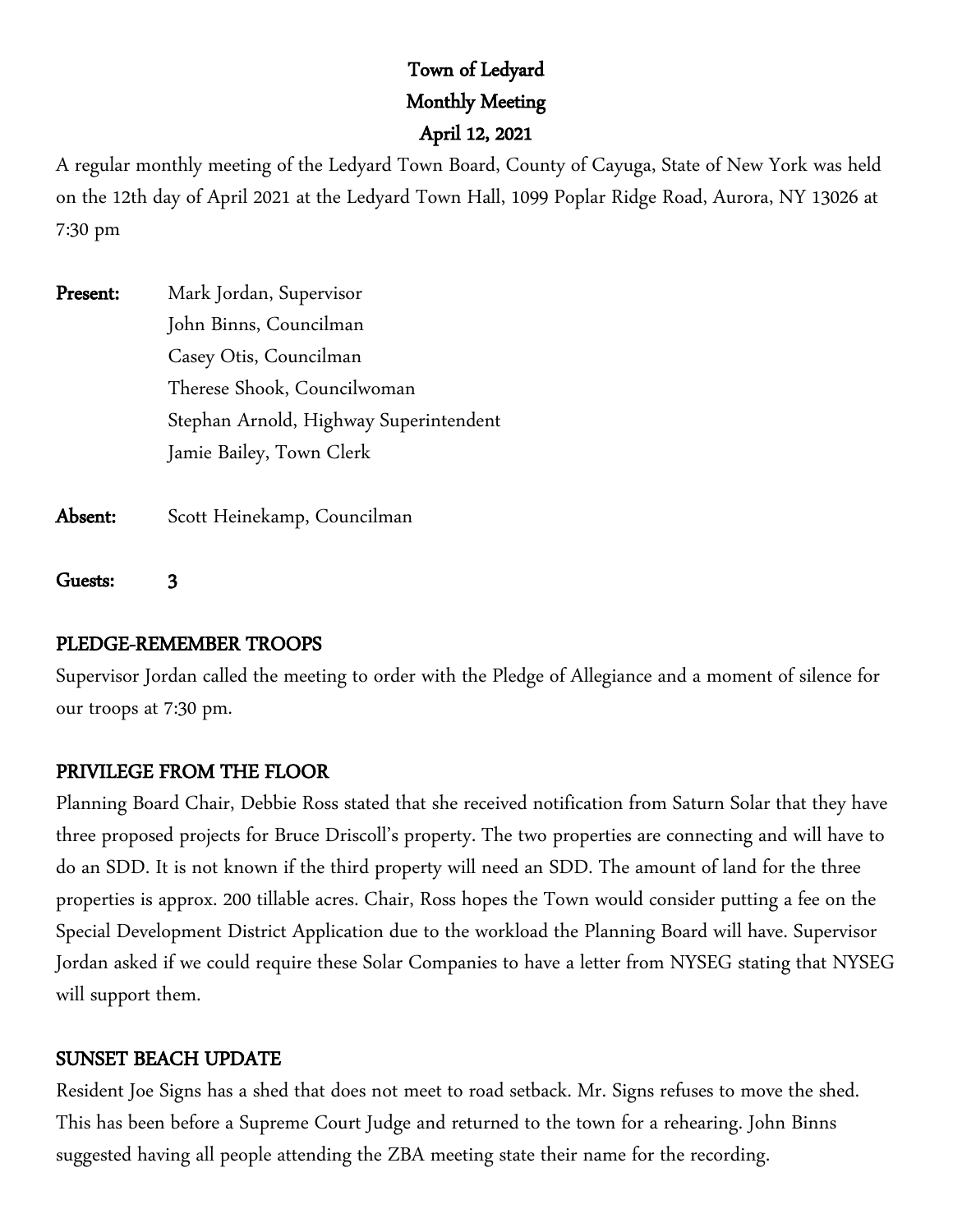# Town of Ledyard
## Monthly Meeting
## April 12, 2021

A regular monthly meeting of the Ledyard Town Board, County of Cayuga, State of New York was held on the 12th day of April 2021 at the Ledyard Town Hall, 1099 Poplar Ridge Road, Aurora, NY 13026 at 7:30 pm

**Present:** Mark Jordan, Supervisor
John Binns, Councilman
Casey Otis, Councilman
Therese Shook, Councilwoman
Stephan Arnold, Highway Superintendent
Jamie Bailey, Town Clerk

**Absent:** Scott Heinekamp, Councilman

**Guests:** **3**

### PLEDGE-REMEMBER TROOPS

Supervisor Jordan called the meeting to order with the Pledge of Allegiance and a moment of silence for our troops at 7:30 pm.

### PRIVILEGE FROM THE FLOOR

Planning Board Chair, Debbie Ross stated that she received notification from Saturn Solar that they have three proposed projects for Bruce Driscoll's property. The two properties are connecting and will have to do an SDD. It is not known if the third property will need an SDD. The amount of land for the three properties is approx. 200 tillable acres. Chair, Ross hopes the Town would consider putting a fee on the Special Development District Application due to the workload the Planning Board will have. Supervisor Jordan asked if we could require these Solar Companies to have a letter from NYSEG stating that NYSEG will support them.

### SUNSET BEACH UPDATE

Resident Joe Signs has a shed that does not meet to road setback. Mr. Signs refuses to move the shed. This has been before a Supreme Court Judge and returned to the town for a rehearing. John Binns suggested having all people attending the ZBA meeting state their name for the recording.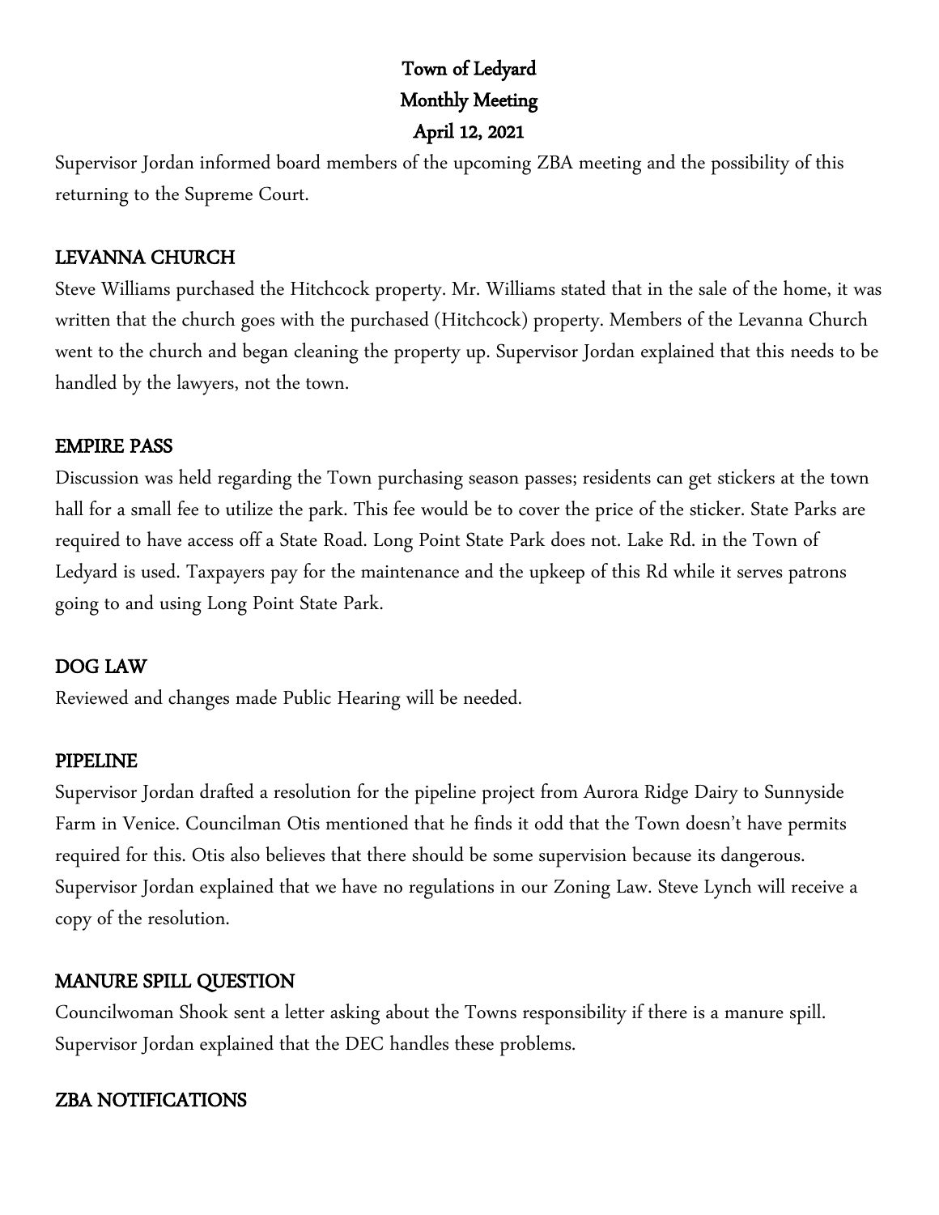Town of Ledyard
Monthly Meeting
April 12, 2021

Supervisor Jordan informed board members of the upcoming ZBA meeting and the possibility of this returning to the Supreme Court.

## LEVANNA CHURCH

Steve Williams purchased the Hitchcock property. Mr. Williams stated that in the sale of the home, it was written that the church goes with the purchased (Hitchcock) property. Members of the Levanna Church went to the church and began cleaning the property up. Supervisor Jordan explained that this needs to be handled by the lawyers, not the town.

## EMPIRE PASS

Discussion was held regarding the Town purchasing season passes; residents can get stickers at the town hall for a small fee to utilize the park. This fee would be to cover the price of the sticker. State Parks are required to have access off a State Road. Long Point State Park does not. Lake Rd. in the Town of Ledyard is used. Taxpayers pay for the maintenance and the upkeep of this Rd while it serves patrons going to and using Long Point State Park.

## DOG LAW

Reviewed and changes made Public Hearing will be needed.

## PIPELINE

Supervisor Jordan drafted a resolution for the pipeline project from Aurora Ridge Dairy to Sunnyside Farm in Venice. Councilman Otis mentioned that he finds it odd that the Town doesn't have permits required for this. Otis also believes that there should be some supervision because its dangerous. Supervisor Jordan explained that we have no regulations in our Zoning Law. Steve Lynch will receive a copy of the resolution.

## MANURE SPILL QUESTION

Councilwoman Shook sent a letter asking about the Towns responsibility if there is a manure spill. Supervisor Jordan explained that the DEC handles these problems.

## ZBA NOTIFICATIONS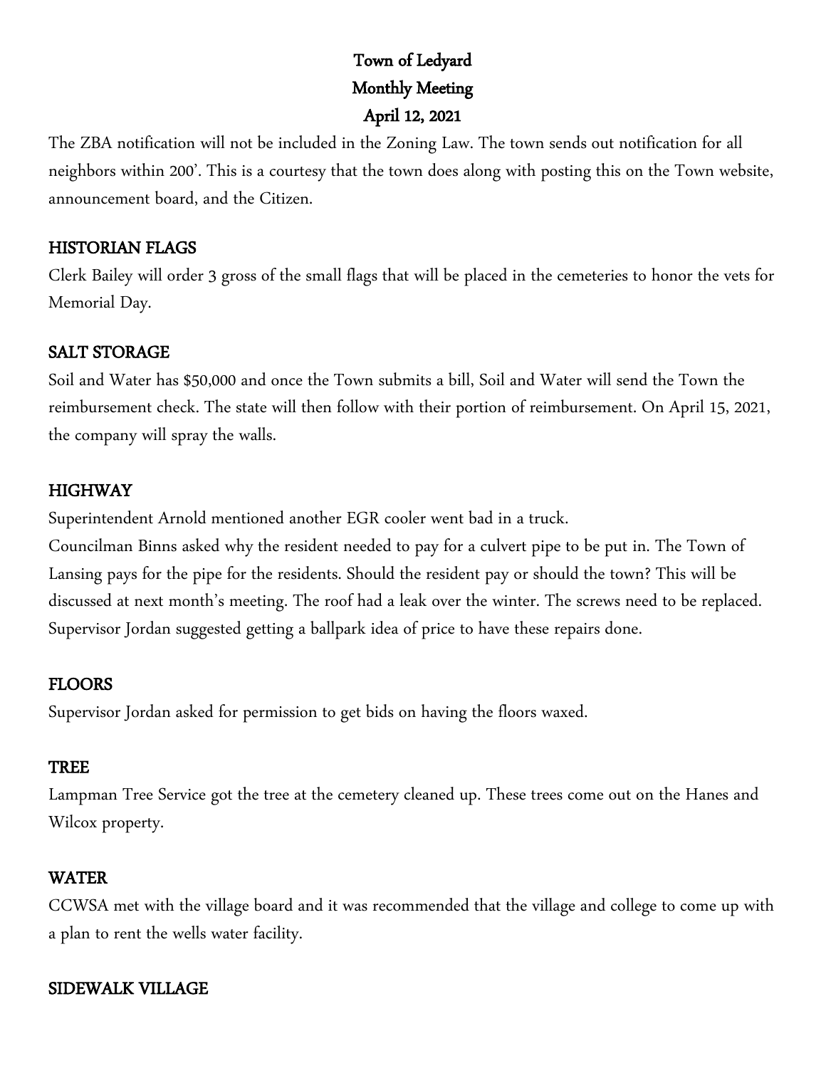Town of Ledyard
Monthly Meeting
April 12, 2021

The ZBA notification will not be included in the Zoning Law. The town sends out notification for all neighbors within 200'. This is a courtesy that the town does along with posting this on the Town website, announcement board, and the Citizen.

## HISTORIAN FLAGS

Clerk Bailey will order 3 gross of the small flags that will be placed in the cemeteries to honor the vets for Memorial Day.

## SALT STORAGE

Soil and Water has $50,000 and once the Town submits a bill, Soil and Water will send the Town the reimbursement check. The state will then follow with their portion of reimbursement. On April 15, 2021, the company will spray the walls.

## HIGHWAY

Superintendent Arnold mentioned another EGR cooler went bad in a truck.
Councilman Binns asked why the resident needed to pay for a culvert pipe to be put in. The Town of Lansing pays for the pipe for the residents. Should the resident pay or should the town? This will be discussed at next month's meeting. The roof had a leak over the winter. The screws need to be replaced. Supervisor Jordan suggested getting a ballpark idea of price to have these repairs done.

## FLOORS

Supervisor Jordan asked for permission to get bids on having the floors waxed.

## TREE

Lampman Tree Service got the tree at the cemetery cleaned up. These trees come out on the Hanes and Wilcox property.

## WATER

CCWSA met with the village board and it was recommended that the village and college to come up with a plan to rent the wells water facility.

## SIDEWALK VILLAGE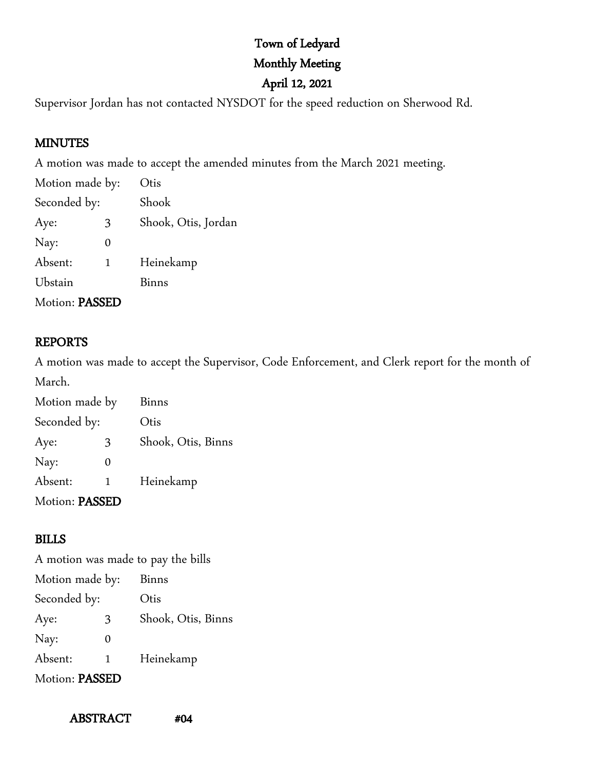# Town of Ledyard

## Monthly Meeting

## April 12, 2021

Supervisor Jordan has not contacted NYSDOT for the speed reduction on Sherwood Rd.

### MINUTES

A motion was made to accept the amended minutes from the March 2021 meeting.

| | | |
|---|---|---|
| Motion made by: | | Otis |
| Seconded by: | | Shook |
| Aye: | 3 | Shook, Otis, Jordan |
| Nay: | 0 | |
| Absent: | 1 | Heinekamp |
| Ubstain | | Binns |

Motion: **PASSED**

### REPORTS

A motion was made to accept the Supervisor, Code Enforcement, and Clerk report for the month of March.

| | | |
|---|---|---|
| Motion made by | | Binns |
| Seconded by: | | Otis |
| Aye: | 3 | Shook, Otis, Binns |
| Nay: | 0 | |
| Absent: | 1 | Heinekamp |

Motion: **PASSED**

### BILLS

A motion was made to pay the bills

| | | |
|---|---|---|
| Motion made by: | | Binns |
| Seconded by: | | Otis |
| Aye: | 3 | Shook, Otis, Binns |
| Nay: | 0 | |
| Absent: | 1 | Heinekamp |

Motion: **PASSED**

**ABSTRACT #04**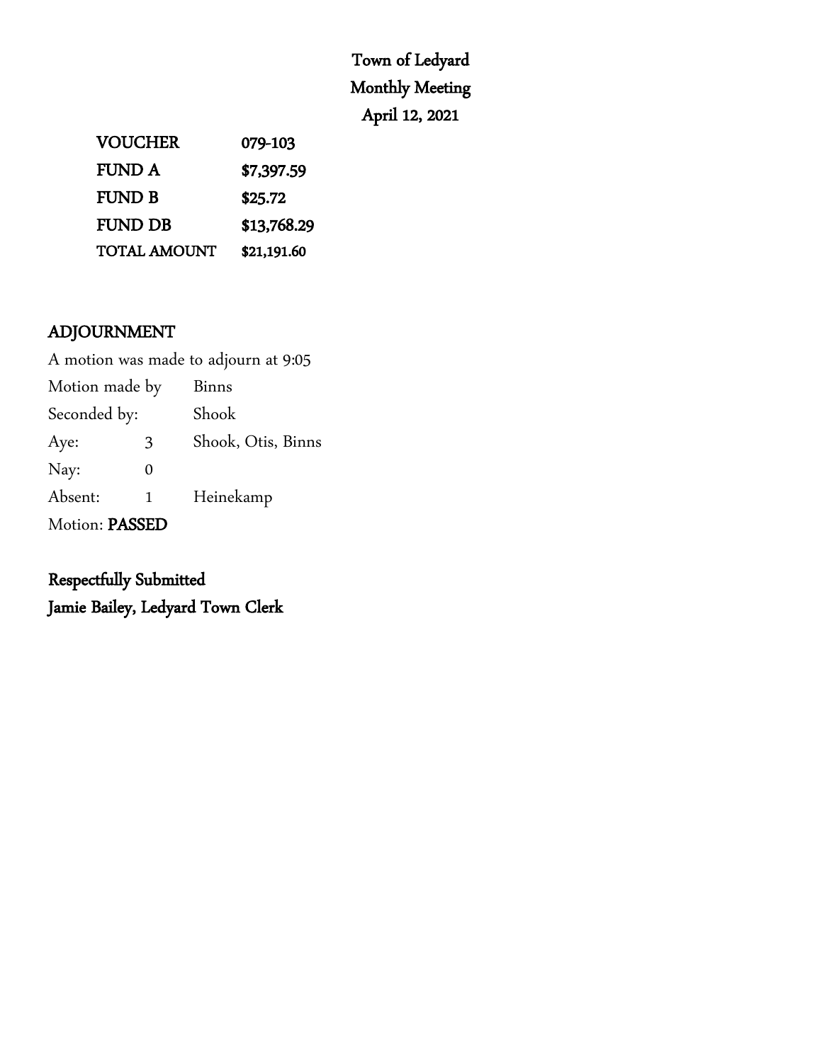Town of Ledyard
Monthly Meeting
April 12, 2021

| | |
|---|---|
| VOUCHER | 079-103 |
| FUND A | $7,397.59 |
| FUND B | $25.72 |
| FUND DB | $13,768.29 |
| TOTAL AMOUNT | $21,191.60 |

## ADJOURNMENT

A motion was made to adjourn at 9:05

| | | |
|---|---|---|
| Motion made by | | Binns |
| Seconded by: | | Shook |
| Aye: | 3 | Shook, Otis, Binns |
| Nay: | 0 | |
| Absent: | 1 | Heinekamp |

Motion: **PASSED**

**Respectfully Submitted**
**Jamie Bailey, Ledyard Town Clerk**